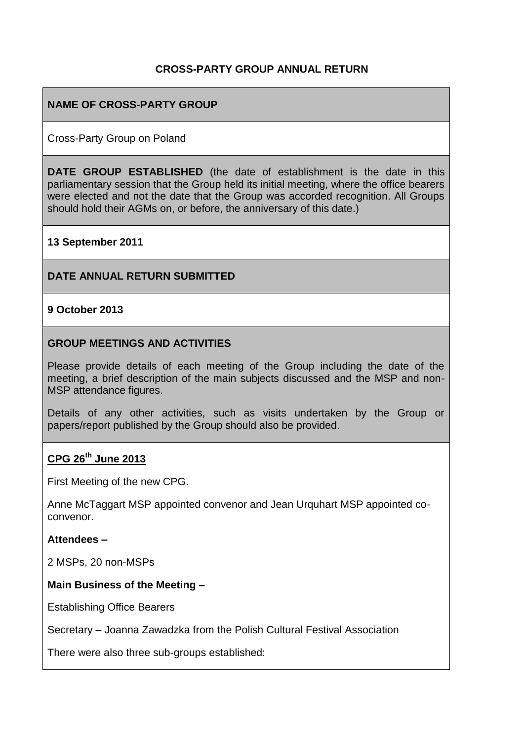## CROSS-PARTY GROUP ANNUAL RETURN

**NAME OF CROSS-PARTY GROUP**

Cross-Party Group on Poland

**DATE GROUP ESTABLISHED** (the date of establishment is the date in this parliamentary session that the Group held its initial meeting, where the office bearers were elected and not the date that the Group was accorded recognition. All Groups should hold their AGMs on, or before, the anniversary of this date.)

**13 September 2011**

**DATE ANNUAL RETURN SUBMITTED**

**9 October 2013**

**GROUP MEETINGS AND ACTIVITIES**

Please provide details of each meeting of the Group including the date of the meeting, a brief description of the main subjects discussed and the MSP and non-MSP attendance figures.

Details of any other activities, such as visits undertaken by the Group or papers/report published by the Group should also be provided.

**CPG 26th June 2013**

First Meeting of the new CPG.

Anne McTaggart MSP appointed convenor and Jean Urquhart MSP appointed co-convenor.

**Attendees –**

2 MSPs, 20 non-MSPs

**Main Business of the Meeting –**

Establishing Office Bearers

Secretary – Joanna Zawadzka from the Polish Cultural Festival Association

There were also three sub-groups established: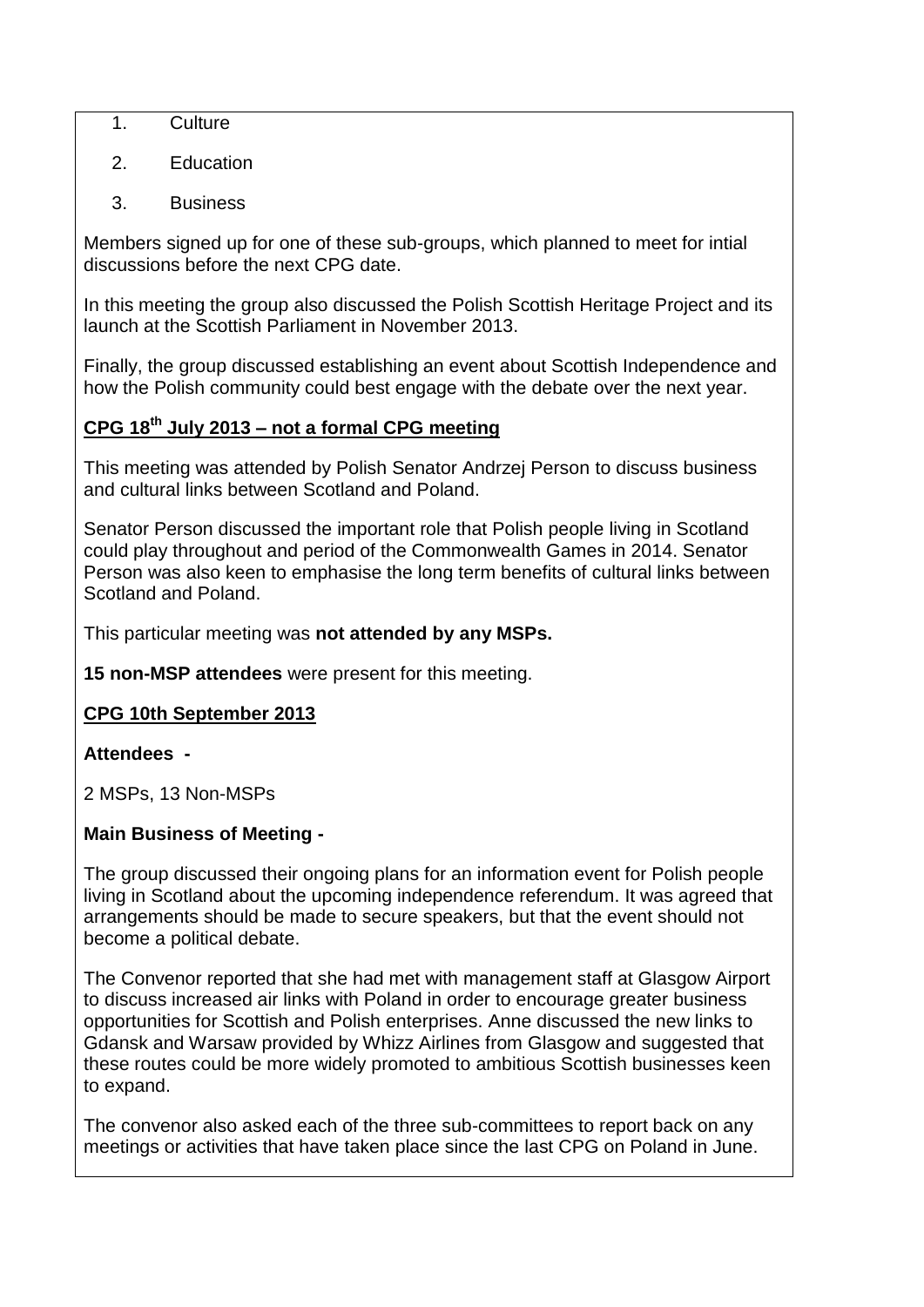1. Culture
2. Education
3. Business

Members signed up for one of these sub-groups, which planned to meet for intial discussions before the next CPG date.

In this meeting the group also discussed the Polish Scottish Heritage Project and its launch at the Scottish Parliament in November 2013.

Finally, the group discussed establishing an event about Scottish Independence and how the Polish community could best engage with the debate over the next year.

**CPG 18th July 2013 – not a formal CPG meeting**

This meeting was attended by Polish Senator Andrzej Person to discuss business and cultural links between Scotland and Poland.

Senator Person discussed the important role that Polish people living in Scotland could play throughout and period of the Commonwealth Games in 2014. Senator Person was also keen to emphasise the long term benefits of cultural links between Scotland and Poland.

This particular meeting was **not attended by any MSPs.**

**15 non-MSP attendees** were present for this meeting.

**CPG 10th September 2013**

**Attendees -**

2 MSPs, 13 Non-MSPs

**Main Business of Meeting -**

The group discussed their ongoing plans for an information event for Polish people living in Scotland about the upcoming independence referendum. It was agreed that arrangements should be made to secure speakers, but that the event should not become a political debate.

The Convenor reported that she had met with management staff at Glasgow Airport to discuss increased air links with Poland in order to encourage greater business opportunities for Scottish and Polish enterprises. Anne discussed the new links to Gdansk and Warsaw provided by Whizz Airlines from Glasgow and suggested that these routes could be more widely promoted to ambitious Scottish businesses keen to expand.

The convenor also asked each of the three sub-committees to report back on any meetings or activities that have taken place since the last CPG on Poland in June.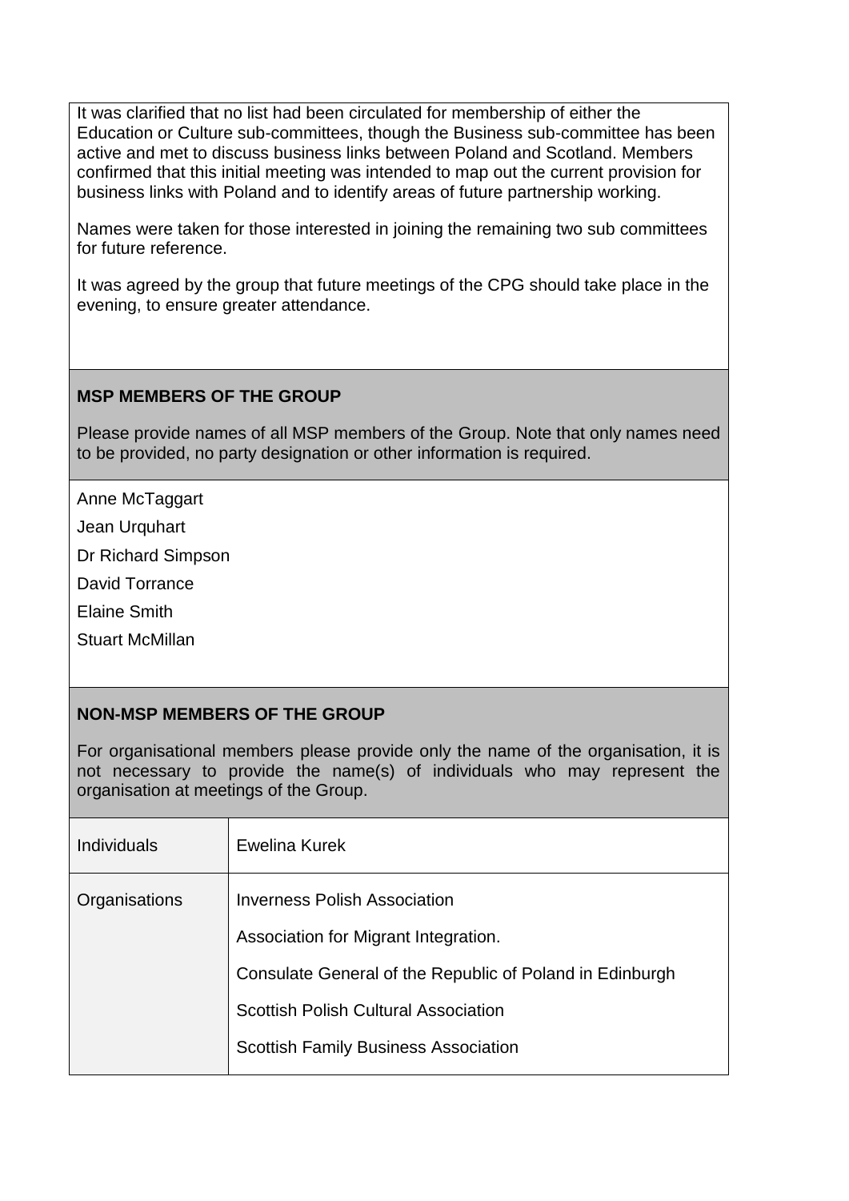It was clarified that no list had been circulated for membership of either the Education or Culture sub-committees, though the Business sub-committee has been active and met to discuss business links between Poland and Scotland. Members confirmed that this initial meeting was intended to map out the current provision for business links with Poland and to identify areas of future partnership working.

Names were taken for those interested in joining the remaining two sub committees for future reference.

It was agreed by the group that future meetings of the CPG should take place in the evening, to ensure greater attendance.

**MSP MEMBERS OF THE GROUP**

Please provide names of all MSP members of the Group. Note that only names need to be provided, no party designation or other information is required.

Anne McTaggart

Jean Urquhart

Dr Richard Simpson

David Torrance

Elaine Smith

Stuart McMillan

**NON-MSP MEMBERS OF THE GROUP**

For organisational members please provide only the name of the organisation, it is not necessary to provide the name(s) of individuals who may represent the organisation at meetings of the Group.

| | |
|---|---|
| Individuals | Ewelina Kurek |
| Organisations | Inverness Polish Association<br>Association for Migrant Integration.<br>Consulate General of the Republic of Poland in Edinburgh<br>Scottish Polish Cultural Association<br>Scottish Family Business Association |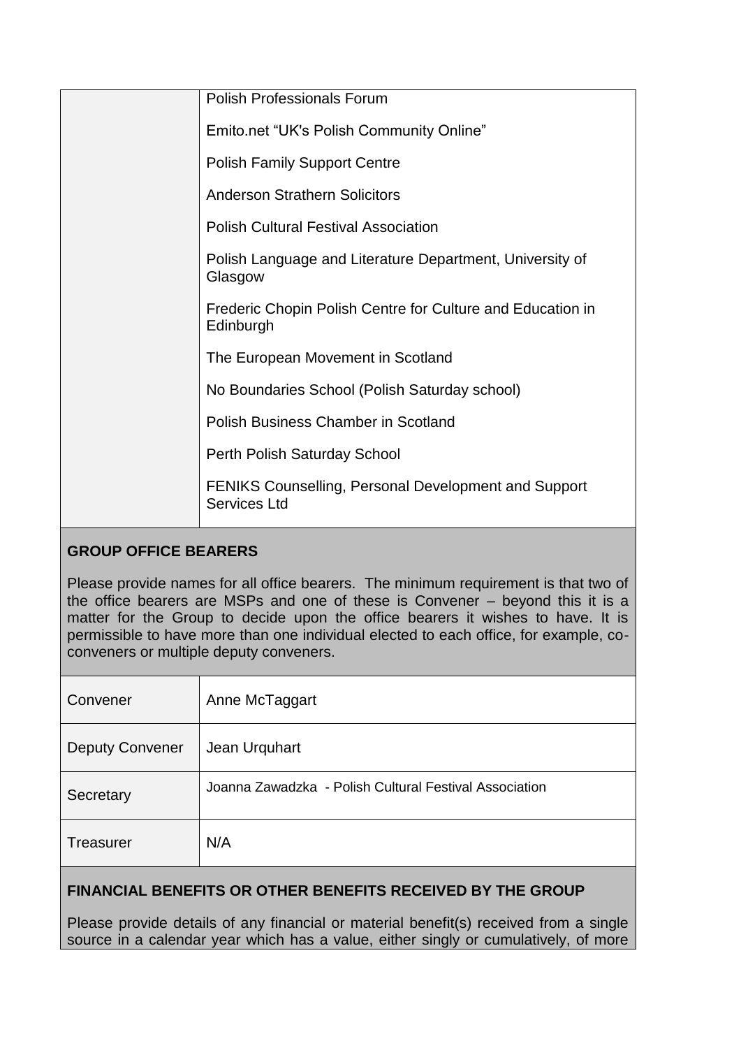| | |
|---|---|
| | Polish Professionals Forum<br><br>Emito.net “UK's Polish Community Online”<br><br>Polish Family Support Centre<br><br>Anderson Strathern Solicitors<br><br>Polish Cultural Festival Association<br><br>Polish Language and Literature Department, University of Glasgow<br><br>Frederic Chopin Polish Centre for Culture and Education in Edinburgh<br><br>The European Movement in Scotland<br><br>No Boundaries School (Polish Saturday school)<br><br>Polish Business Chamber in Scotland<br><br>Perth Polish Saturday School<br><br>FENIKS Counselling, Personal Development and Support Services Ltd |

**GROUP OFFICE BEARERS**

Please provide names for all office bearers. The minimum requirement is that two of the office bearers are MSPs and one of these is Convener – beyond this it is a matter for the Group to decide upon the office bearers it wishes to have. It is permissible to have more than one individual elected to each office, for example, co-conveners or multiple deputy conveners.

| | |
|---|---|
| Convener | Anne McTaggart |
| Deputy Convener | Jean Urquhart |
| Secretary | Joanna Zawadzka - Polish Cultural Festival Association |
| Treasurer | N/A |

**FINANCIAL BENEFITS OR OTHER BENEFITS RECEIVED BY THE GROUP**

Please provide details of any financial or material benefit(s) received from a single source in a calendar year which has a value, either singly or cumulatively, of more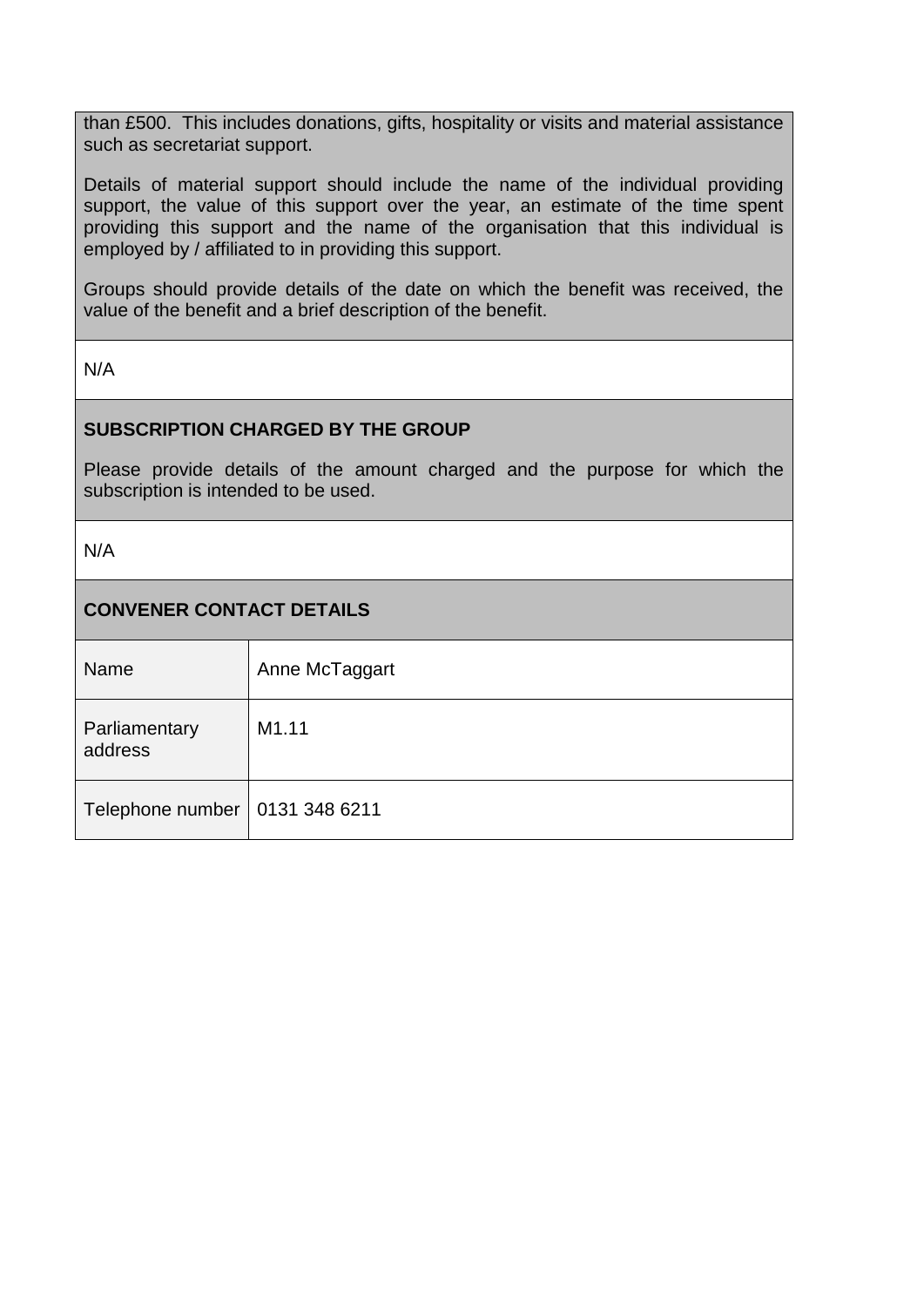than £500. This includes donations, gifts, hospitality or visits and material assistance such as secretariat support.

Details of material support should include the name of the individual providing support, the value of this support over the year, an estimate of the time spent providing this support and the name of the organisation that this individual is employed by / affiliated to in providing this support.

Groups should provide details of the date on which the benefit was received, the value of the benefit and a brief description of the benefit.

N/A

**SUBSCRIPTION CHARGED BY THE GROUP**

Please provide details of the amount charged and the purpose for which the subscription is intended to be used.

N/A

**CONVENER CONTACT DETAILS**

| | |
|---|---|
| Name | Anne McTaggart |
| Parliamentary address | M1.11 |
| Telephone number | 0131 348 6211 |